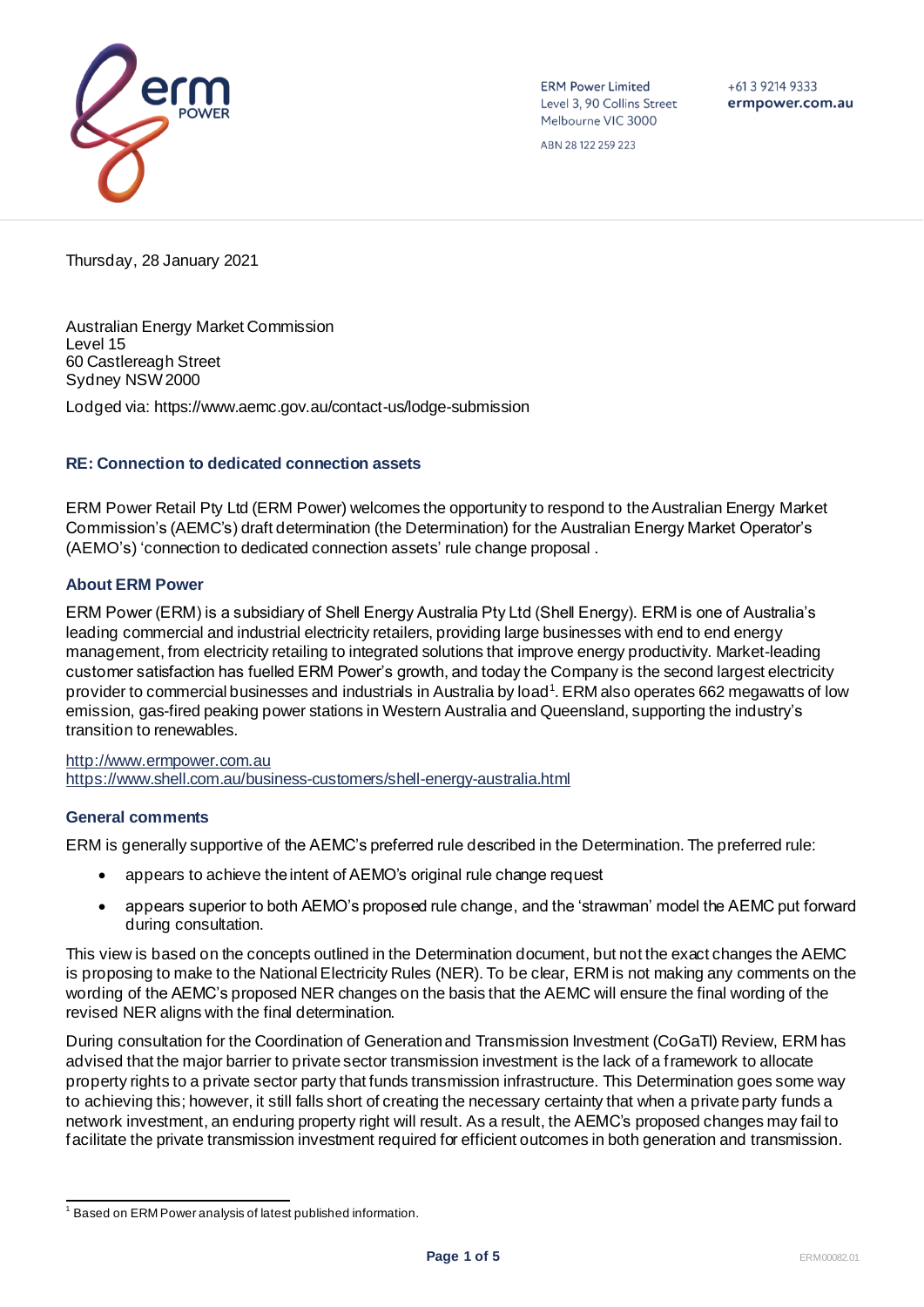ERM Power Limited
Level 3, 90 Collins Street
Melbourne VIC 3000

ABN 28 122 259 223

+61 3 9214 9333
**ermpower.com.au**

Thursday, 28 January 2021

Australian Energy Market Commission
Level 15
60 Castlereagh Street
Sydney NSW 2000

Lodged via: https://www.aemc.gov.au/contact-us/lodge-submission

### RE: Connection to dedicated connection assets

ERM Power Retail Pty Ltd (ERM Power) welcomes the opportunity to respond to the Australian Energy Market Commission's (AEMC's) draft determination (the Determination) for the Australian Energy Market Operator's (AEMO's) 'connection to dedicated connection assets' rule change proposal .

### About ERM Power

ERM Power (ERM) is a subsidiary of Shell Energy Australia Pty Ltd (Shell Energy). ERM is one of Australia's leading commercial and industrial electricity retailers, providing large businesses with end to end energy management, from electricity retailing to integrated solutions that improve energy productivity. Market-leading customer satisfaction has fuelled ERM Power's growth, and today the Company is the second largest electricity provider to commercial businesses and industrials in Australia by load[1]. ERM also operates 662 megawatts of low emission, gas-fired peaking power stations in Western Australia and Queensland, supporting the industry's transition to renewables.

http://www.ermpower.com.au
https://www.shell.com.au/business-customers/shell-energy-australia.html

### General comments

ERM is generally supportive of the AEMC's preferred rule described in the Determination. The preferred rule:

- appears to achieve the intent of AEMO's original rule change request
- appears superior to both AEMO's proposed rule change, and the 'strawman' model the AEMC put forward during consultation.

This view is based on the concepts outlined in the Determination document, but not the exact changes the AEMC is proposing to make to the National Electricity Rules (NER). To be clear, ERM is not making any comments on the wording of the AEMC's proposed NER changes on the basis that the AEMC will ensure the final wording of the revised NER aligns with the final determination.

During consultation for the Coordination of Generation and Transmission Investment (CoGaTI) Review, ERM has advised that the major barrier to private sector transmission investment is the lack of a framework to allocate property rights to a private sector party that funds transmission infrastructure. This Determination goes some way to achieving this; however, it still falls short of creating the necessary certainty that when a private party funds a network investment, an enduring property right will result. As a result, the AEMC's proposed changes may fail to facilitate the private transmission investment required for efficient outcomes in both generation and transmission.

[1] Based on ERM Power analysis of latest published information.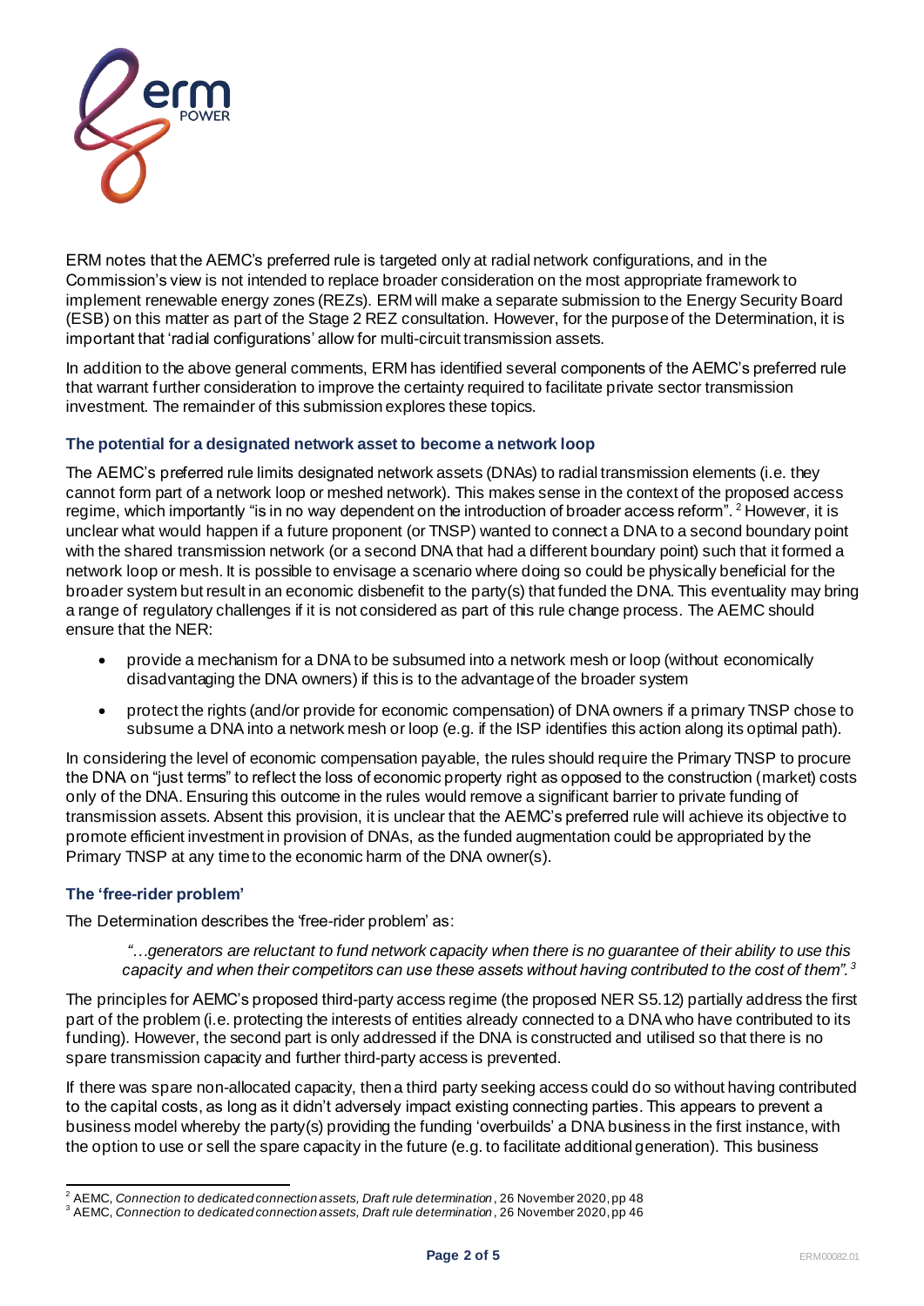ERM notes that the AEMC's preferred rule is targeted only at radial network configurations, and in the Commission's view is not intended to replace broader consideration on the most appropriate framework to implement renewable energy zones (REZs). ERM will make a separate submission to the Energy Security Board (ESB) on this matter as part of the Stage 2 REZ consultation. However, for the purpose of the Determination, it is important that 'radial configurations' allow for multi-circuit transmission assets.

In addition to the above general comments, ERM has identified several components of the AEMC's preferred rule that warrant further consideration to improve the certainty required to facilitate private sector transmission investment. The remainder of this submission explores these topics.

### The potential for a designated network asset to become a network loop

The AEMC's preferred rule limits designated network assets (DNAs) to radial transmission elements (i.e. they cannot form part of a network loop or meshed network). This makes sense in the context of the proposed access regime, which importantly "is in no way dependent on the introduction of broader access reform".[2] However, it is unclear what would happen if a future proponent (or TNSP) wanted to connect a DNA to a second boundary point with the shared transmission network (or a second DNA that had a different boundary point) such that it formed a network loop or mesh. It is possible to envisage a scenario where doing so could be physically beneficial for the broader system but result in an economic disbenefit to the party(s) that funded the DNA. This eventuality may bring a range of regulatory challenges if it is not considered as part of this rule change process. The AEMC should ensure that the NER:

- provide a mechanism for a DNA to be subsumed into a network mesh or loop (without economically disadvantaging the DNA owners) if this is to the advantage of the broader system
- protect the rights (and/or provide for economic compensation) of DNA owners if a primary TNSP chose to subsume a DNA into a network mesh or loop (e.g. if the ISP identifies this action along its optimal path).

In considering the level of economic compensation payable, the rules should require the Primary TNSP to procure the DNA on "just terms" to reflect the loss of economic property right as opposed to the construction (market) costs only of the DNA. Ensuring this outcome in the rules would remove a significant barrier to private funding of transmission assets. Absent this provision, it is unclear that the AEMC's preferred rule will achieve its objective to promote efficient investment in provision of DNAs, as the funded augmentation could be appropriated by the Primary TNSP at any time to the economic harm of the DNA owner(s).

### The 'free-rider problem'

The Determination describes the 'free-rider problem' as:

> *"…generators are reluctant to fund network capacity when there is no guarantee of their ability to use this capacity and when their competitors can use these assets without having contributed to the cost of them".*[3]

The principles for AEMC's proposed third-party access regime (the proposed NER S5.12) partially address the first part of the problem (i.e. protecting the interests of entities already connected to a DNA who have contributed to its funding). However, the second part is only addressed if the DNA is constructed and utilised so that there is no spare transmission capacity and further third-party access is prevented.

If there was spare non-allocated capacity, then a third party seeking access could do so without having contributed to the capital costs, as long as it didn't adversely impact existing connecting parties. This appears to prevent a business model whereby the party(s) providing the funding 'overbuilds' a DNA business in the first instance, with the option to use or sell the spare capacity in the future (e.g. to facilitate additional generation). This business

---

[2] AEMC, *Connection to dedicated connection assets, Draft rule determination*, 26 November 2020, pp 48

[3] AEMC, *Connection to dedicated connection assets, Draft rule determination*, 26 November 2020, pp 46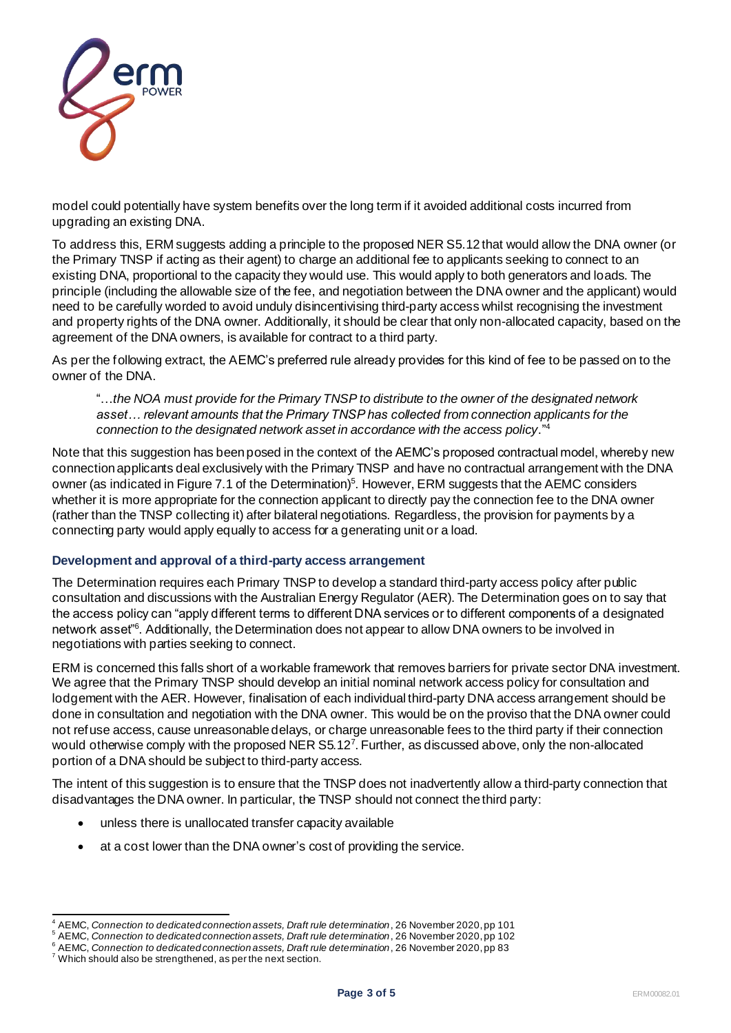model could potentially have system benefits over the long term if it avoided additional costs incurred from upgrading an existing DNA.

To address this, ERM suggests adding a principle to the proposed NER S5.12 that would allow the DNA owner (or the Primary TNSP if acting as their agent) to charge an additional fee to applicants seeking to connect to an existing DNA, proportional to the capacity they would use. This would apply to both generators and loads. The principle (including the allowable size of the fee, and negotiation between the DNA owner and the applicant) would need to be carefully worded to avoid unduly disincentivising third-party access whilst recognising the investment and property rights of the DNA owner. Additionally, it should be clear that only non-allocated capacity, based on the agreement of the DNA owners, is available for contract to a third party.

As per the following extract, the AEMC's preferred rule already provides for this kind of fee to be passed on to the owner of the DNA.

> "*…the NOA must provide for the Primary TNSP to distribute to the owner of the designated network asset… relevant amounts that the Primary TNSP has collected from connection applicants for the connection to the designated network asset in accordance with the access policy*."[4]

Note that this suggestion has been posed in the context of the AEMC's proposed contractual model, whereby new connection applicants deal exclusively with the Primary TNSP and have no contractual arrangement with the DNA owner (as indicated in Figure 7.1 of the Determination)[5]. However, ERM suggests that the AEMC considers whether it is more appropriate for the connection applicant to directly pay the connection fee to the DNA owner (rather than the TNSP collecting it) after bilateral negotiations. Regardless, the provision for payments by a connecting party would apply equally to access for a generating unit or a load.

### Development and approval of a third-party access arrangement

The Determination requires each Primary TNSP to develop a standard third-party access policy after public consultation and discussions with the Australian Energy Regulator (AER). The Determination goes on to say that the access policy can "apply different terms to different DNA services or to different components of a designated network asset"[6]. Additionally, the Determination does not appear to allow DNA owners to be involved in negotiations with parties seeking to connect.

ERM is concerned this falls short of a workable framework that removes barriers for private sector DNA investment. We agree that the Primary TNSP should develop an initial nominal network access policy for consultation and lodgement with the AER. However, finalisation of each individual third-party DNA access arrangement should be done in consultation and negotiation with the DNA owner. This would be on the proviso that the DNA owner could not refuse access, cause unreasonable delays, or charge unreasonable fees to the third party if their connection would otherwise comply with the proposed NER S5.12[7]. Further, as discussed above, only the non-allocated portion of a DNA should be subject to third-party access.

The intent of this suggestion is to ensure that the TNSP does not inadvertently allow a third-party connection that disadvantages the DNA owner. In particular, the TNSP should not connect the third party:

- unless there is unallocated transfer capacity available
- at a cost lower than the DNA owner's cost of providing the service.

---

[4] AEMC, *Connection to dedicated connection assets, Draft rule determination*, 26 November 2020, pp 101

[5] AEMC, *Connection to dedicated connection assets, Draft rule determination*, 26 November 2020, pp 102

[6] AEMC, *Connection to dedicated connection assets, Draft rule determination*, 26 November 2020, pp 83

[7] Which should also be strengthened, as per the next section.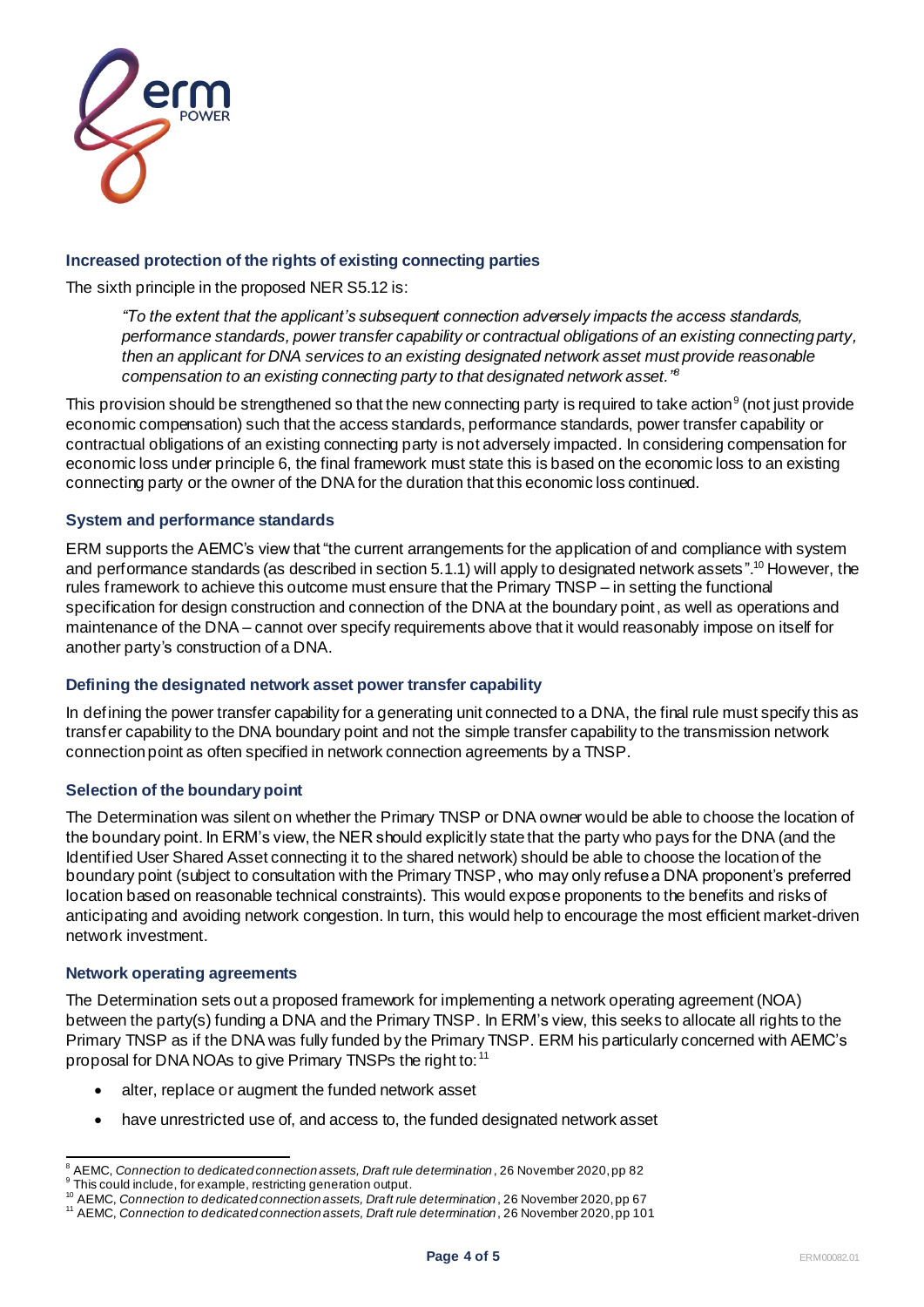### Increased protection of the rights of existing connecting parties

The sixth principle in the proposed NER S5.12 is:

> *"To the extent that the applicant's subsequent connection adversely impacts the access standards, performance standards, power transfer capability or contractual obligations of an existing connecting party, then an applicant for DNA services to an existing designated network asset must provide reasonable compensation to an existing connecting party to that designated network asset."*[8]

This provision should be strengthened so that the new connecting party is required to take action[9] (not just provide economic compensation) such that the access standards, performance standards, power transfer capability or contractual obligations of an existing connecting party is not adversely impacted. In considering compensation for economic loss under principle 6, the final framework must state this is based on the economic loss to an existing connecting party or the owner of the DNA for the duration that this economic loss continued.

### System and performance standards

ERM supports the AEMC's view that "the current arrangements for the application of and compliance with system and performance standards (as described in section 5.1.1) will apply to designated network assets".[10] However, the rules framework to achieve this outcome must ensure that the Primary TNSP – in setting the functional specification for design construction and connection of the DNA at the boundary point, as well as operations and maintenance of the DNA – cannot over specify requirements above that it would reasonably impose on itself for another party's construction of a DNA.

### Defining the designated network asset power transfer capability

In defining the power transfer capability for a generating unit connected to a DNA, the final rule must specify this as transfer capability to the DNA boundary point and not the simple transfer capability to the transmission network connection point as often specified in network connection agreements by a TNSP.

### Selection of the boundary point

The Determination was silent on whether the Primary TNSP or DNA owner would be able to choose the location of the boundary point. In ERM's view, the NER should explicitly state that the party who pays for the DNA (and the Identified User Shared Asset connecting it to the shared network) should be able to choose the location of the boundary point (subject to consultation with the Primary TNSP, who may only refuse a DNA proponent's preferred location based on reasonable technical constraints). This would expose proponents to the benefits and risks of anticipating and avoiding network congestion. In turn, this would help to encourage the most efficient market-driven network investment.

### Network operating agreements

The Determination sets out a proposed framework for implementing a network operating agreement (NOA) between the party(s) funding a DNA and the Primary TNSP. In ERM's view, this seeks to allocate all rights to the Primary TNSP as if the DNA was fully funded by the Primary TNSP. ERM his particularly concerned with AEMC's proposal for DNA NOAs to give Primary TNSPs the right to:[11]

- alter, replace or augment the funded network asset
- have unrestricted use of, and access to, the funded designated network asset

---

[8] AEMC, *Connection to dedicated connection assets, Draft rule determination*, 26 November 2020, pp 82

[9] This could include, for example, restricting generation output.

[10] AEMC, *Connection to dedicated connection assets, Draft rule determination*, 26 November 2020, pp 67

[11] AEMC, *Connection to dedicated connection assets, Draft rule determination*, 26 November 2020, pp 101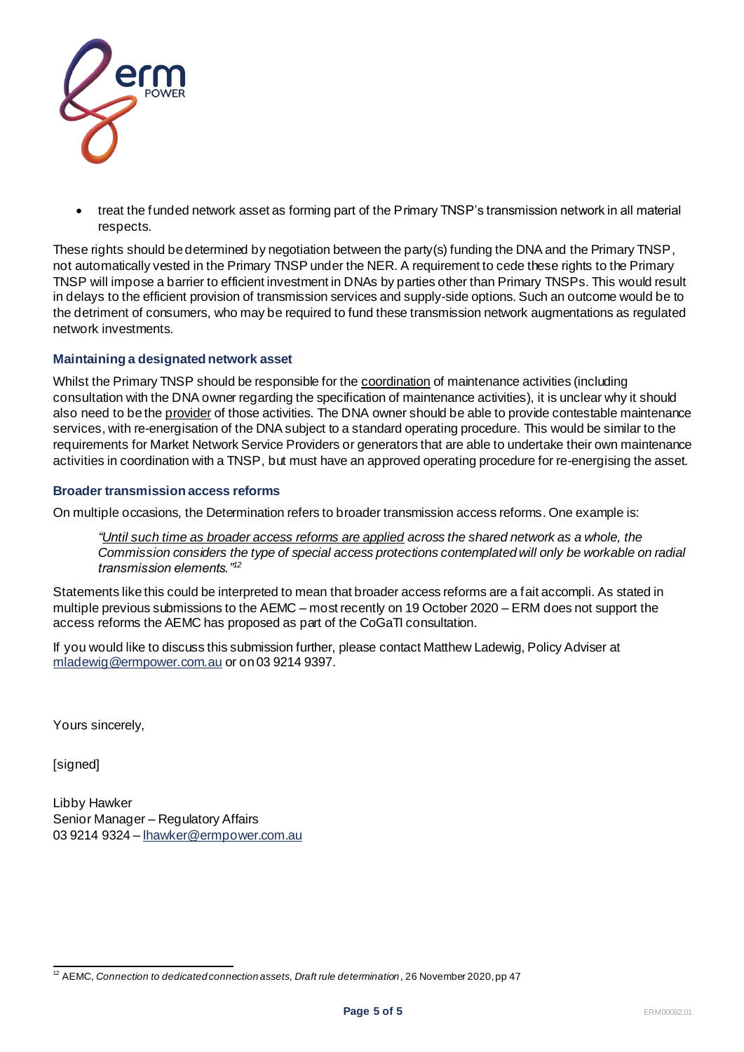- treat the funded network asset as forming part of the Primary TNSP's transmission network in all material respects.

These rights should be determined by negotiation between the party(s) funding the DNA and the Primary TNSP, not automatically vested in the Primary TNSP under the NER. A requirement to cede these rights to the Primary TNSP will impose a barrier to efficient investment in DNAs by parties other than Primary TNSPs. This would result in delays to the efficient provision of transmission services and supply-side options. Such an outcome would be to the detriment of consumers, who may be required to fund these transmission network augmentations as regulated network investments.

### Maintaining a designated network asset

Whilst the Primary TNSP should be responsible for the coordination of maintenance activities (including consultation with the DNA owner regarding the specification of maintenance activities), it is unclear why it should also need to be the provider of those activities. The DNA owner should be able to provide contestable maintenance services, with re-energisation of the DNA subject to a standard operating procedure. This would be similar to the requirements for Market Network Service Providers or generators that are able to undertake their own maintenance activities in coordination with a TNSP, but must have an approved operating procedure for re-energising the asset.

### Broader transmission access reforms

On multiple occasions, the Determination refers to broader transmission access reforms. One example is:

> *"Until such time as broader access reforms are applied across the shared network as a whole, the Commission considers the type of special access protections contemplated will only be workable on radial transmission elements."*[12]

Statements like this could be interpreted to mean that broader access reforms are a fait accompli. As stated in multiple previous submissions to the AEMC – most recently on 19 October 2020 – ERM does not support the access reforms the AEMC has proposed as part of the CoGaTI consultation.

If you would like to discuss this submission further, please contact Matthew Ladewig, Policy Adviser at mladewig@ermpower.com.au or on 03 9214 9397.

Yours sincerely,

[signed]

Libby Hawker
Senior Manager – Regulatory Affairs
03 9214 9324 – lhawker@ermpower.com.au

---

[12] AEMC, *Connection to dedicated connection assets, Draft rule determination*, 26 November 2020, pp 47